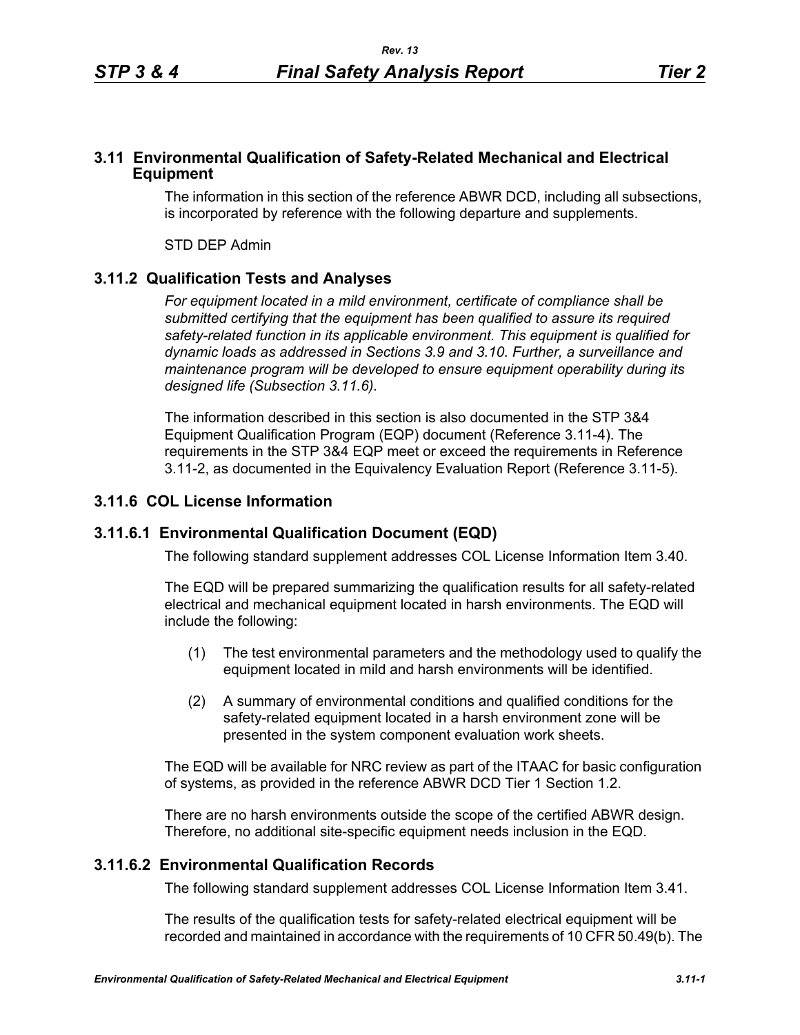## 3.11 Environmental Qualification of Safety-Related Mechanical and Electrical Equipment

The information in this section of the reference ABWR DCD, including all subsections, is incorporated by reference with the following departure and supplements.

STD DEP Admin

### 3.11.2 Qualification Tests and Analyses

*For equipment located in a mild environment, certificate of compliance shall be submitted certifying that the equipment has been qualified to assure its required safety-related function in its applicable environment. This equipment is qualified for dynamic loads as addressed in Sections 3.9 and 3.10. Further, a surveillance and maintenance program will be developed to ensure equipment operability during its designed life (Subsection 3.11.6).*

The information described in this section is also documented in the STP 3&4 Equipment Qualification Program (EQP) document (Reference 3.11-4). The requirements in the STP 3&4 EQP meet or exceed the requirements in Reference 3.11-2, as documented in the Equivalency Evaluation Report (Reference 3.11-5).

### 3.11.6 COL License Information

#### 3.11.6.1 Environmental Qualification Document (EQD)

The following standard supplement addresses COL License Information Item 3.40.

The EQD will be prepared summarizing the qualification results for all safety-related electrical and mechanical equipment located in harsh environments. The EQD will include the following:

(1) The test environmental parameters and the methodology used to qualify the equipment located in mild and harsh environments will be identified.

(2) A summary of environmental conditions and qualified conditions for the safety-related equipment located in a harsh environment zone will be presented in the system component evaluation work sheets.

The EQD will be available for NRC review as part of the ITAAC for basic configuration of systems, as provided in the reference ABWR DCD Tier 1 Section 1.2.

There are no harsh environments outside the scope of the certified ABWR design. Therefore, no additional site-specific equipment needs inclusion in the EQD.

#### 3.11.6.2 Environmental Qualification Records

The following standard supplement addresses COL License Information Item 3.41.

The results of the qualification tests for safety-related electrical equipment will be recorded and maintained in accordance with the requirements of 10 CFR 50.49(b). The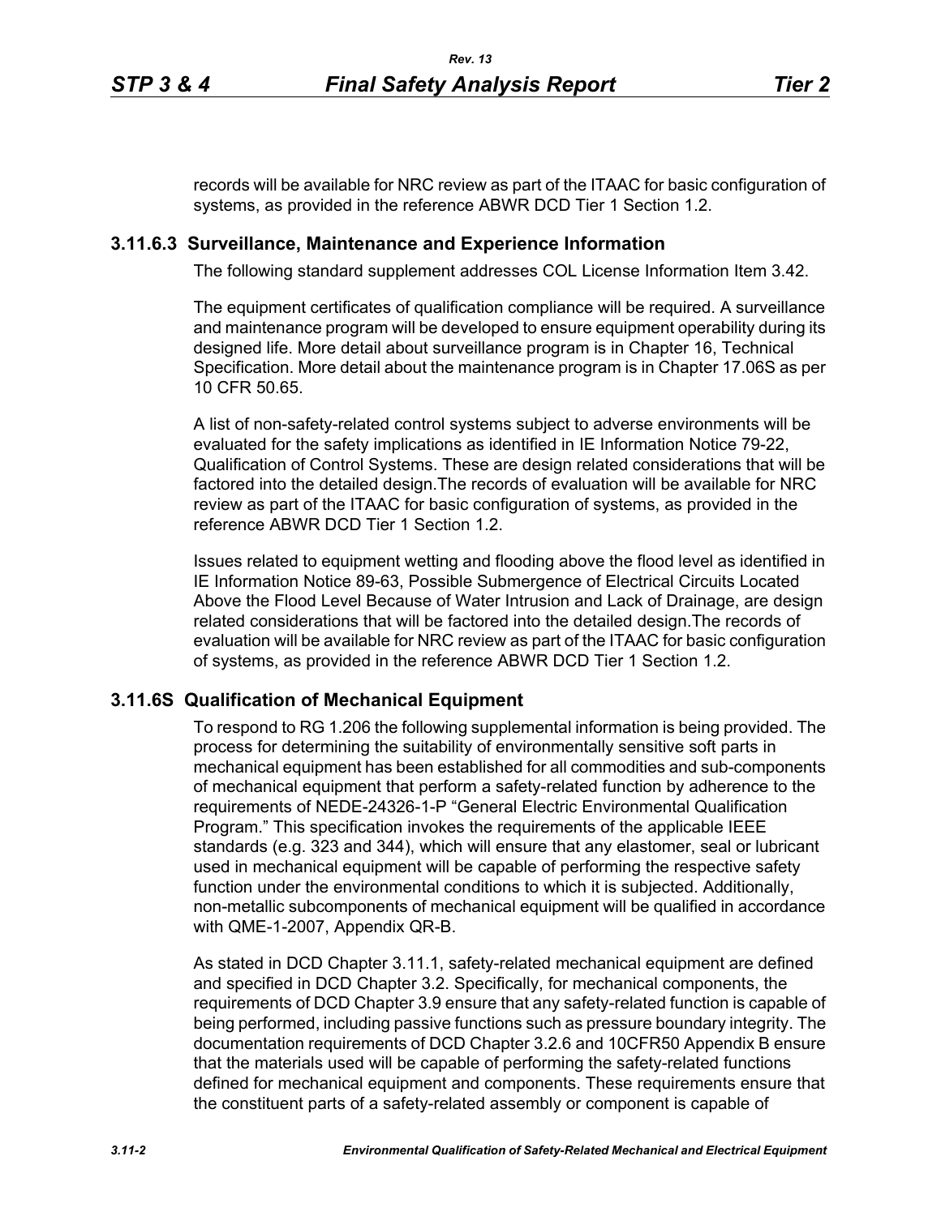records will be available for NRC review as part of the ITAAC for basic configuration of systems, as provided in the reference ABWR DCD Tier 1 Section 1.2.

### 3.11.6.3 Surveillance, Maintenance and Experience Information

The following standard supplement addresses COL License Information Item 3.42.

The equipment certificates of qualification compliance will be required. A surveillance and maintenance program will be developed to ensure equipment operability during its designed life. More detail about surveillance program is in Chapter 16, Technical Specification. More detail about the maintenance program is in Chapter 17.06S as per 10 CFR 50.65.

A list of non-safety-related control systems subject to adverse environments will be evaluated for the safety implications as identified in IE Information Notice 79-22, Qualification of Control Systems. These are design related considerations that will be factored into the detailed design.The records of evaluation will be available for NRC review as part of the ITAAC for basic configuration of systems, as provided in the reference ABWR DCD Tier 1 Section 1.2.

Issues related to equipment wetting and flooding above the flood level as identified in IE Information Notice 89-63, Possible Submergence of Electrical Circuits Located Above the Flood Level Because of Water Intrusion and Lack of Drainage, are design related considerations that will be factored into the detailed design.The records of evaluation will be available for NRC review as part of the ITAAC for basic configuration of systems, as provided in the reference ABWR DCD Tier 1 Section 1.2.

## 3.11.6S Qualification of Mechanical Equipment

To respond to RG 1.206 the following supplemental information is being provided. The process for determining the suitability of environmentally sensitive soft parts in mechanical equipment has been established for all commodities and sub-components of mechanical equipment that perform a safety-related function by adherence to the requirements of NEDE-24326-1-P "General Electric Environmental Qualification Program." This specification invokes the requirements of the applicable IEEE standards (e.g. 323 and 344), which will ensure that any elastomer, seal or lubricant used in mechanical equipment will be capable of performing the respective safety function under the environmental conditions to which it is subjected. Additionally, non-metallic subcomponents of mechanical equipment will be qualified in accordance with QME-1-2007, Appendix QR-B.

As stated in DCD Chapter 3.11.1, safety-related mechanical equipment are defined and specified in DCD Chapter 3.2. Specifically, for mechanical components, the requirements of DCD Chapter 3.9 ensure that any safety-related function is capable of being performed, including passive functions such as pressure boundary integrity. The documentation requirements of DCD Chapter 3.2.6 and 10CFR50 Appendix B ensure that the materials used will be capable of performing the safety-related functions defined for mechanical equipment and components. These requirements ensure that the constituent parts of a safety-related assembly or component is capable of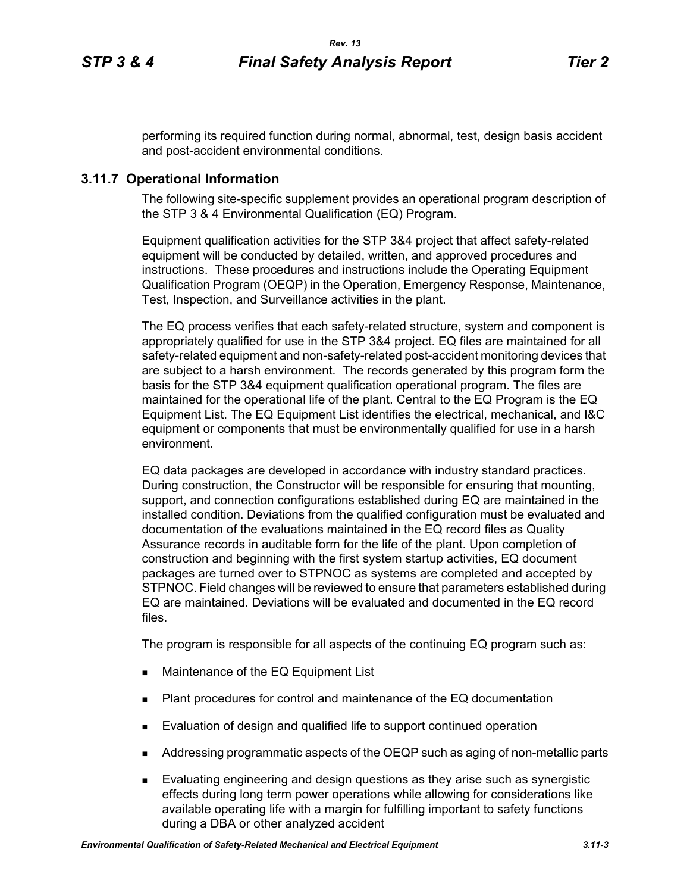performing its required function during normal, abnormal, test, design basis accident and post-accident environmental conditions.

### 3.11.7 Operational Information

The following site-specific supplement provides an operational program description of the STP 3 & 4 Environmental Qualification (EQ) Program.

Equipment qualification activities for the STP 3&4 project that affect safety-related equipment will be conducted by detailed, written, and approved procedures and instructions. These procedures and instructions include the Operating Equipment Qualification Program (OEQP) in the Operation, Emergency Response, Maintenance, Test, Inspection, and Surveillance activities in the plant.

The EQ process verifies that each safety-related structure, system and component is appropriately qualified for use in the STP 3&4 project. EQ files are maintained for all safety-related equipment and non-safety-related post-accident monitoring devices that are subject to a harsh environment. The records generated by this program form the basis for the STP 3&4 equipment qualification operational program. The files are maintained for the operational life of the plant. Central to the EQ Program is the EQ Equipment List. The EQ Equipment List identifies the electrical, mechanical, and I&C equipment or components that must be environmentally qualified for use in a harsh environment.

EQ data packages are developed in accordance with industry standard practices. During construction, the Constructor will be responsible for ensuring that mounting, support, and connection configurations established during EQ are maintained in the installed condition. Deviations from the qualified configuration must be evaluated and documentation of the evaluations maintained in the EQ record files as Quality Assurance records in auditable form for the life of the plant. Upon completion of construction and beginning with the first system startup activities, EQ document packages are turned over to STPNOC as systems are completed and accepted by STPNOC. Field changes will be reviewed to ensure that parameters established during EQ are maintained. Deviations will be evaluated and documented in the EQ record files.

The program is responsible for all aspects of the continuing EQ program such as:

- Maintenance of the EQ Equipment List
- Plant procedures for control and maintenance of the EQ documentation
- Evaluation of design and qualified life to support continued operation
- Addressing programmatic aspects of the OEQP such as aging of non-metallic parts
- Evaluating engineering and design questions as they arise such as synergistic effects during long term power operations while allowing for considerations like available operating life with a margin for fulfilling important to safety functions during a DBA or other analyzed accident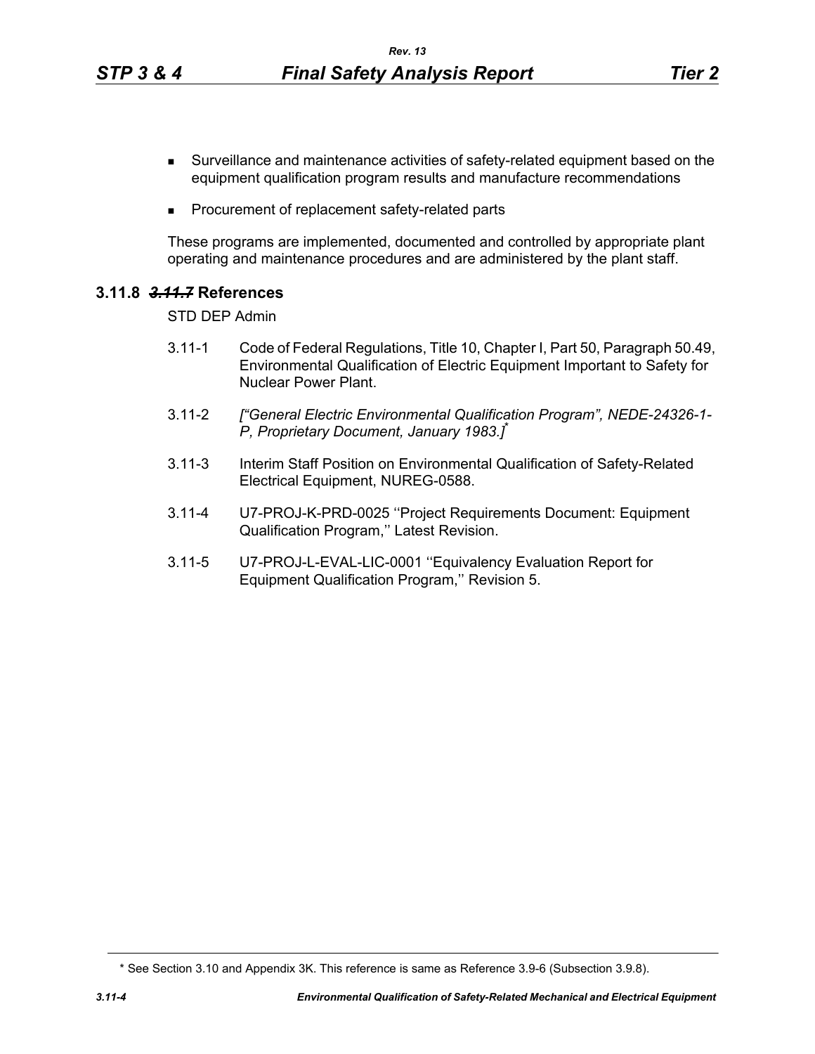- Surveillance and maintenance activities of safety-related equipment based on the equipment qualification program results and manufacture recommendations
- Procurement of replacement safety-related parts

These programs are implemented, documented and controlled by appropriate plant operating and maintenance procedures and are administered by the plant staff.

## 3.11.8 ~~*3.11.7*~~ References

STD DEP Admin

3.11-1 Code of Federal Regulations, Title 10, Chapter I, Part 50, Paragraph 50.49, Environmental Qualification of Electric Equipment Important to Safety for Nuclear Power Plant.

3.11-2 *["General Electric Environmental Qualification Program", NEDE-24326-1-P, Proprietary Document, January 1983.]*\*

3.11-3 Interim Staff Position on Environmental Qualification of Safety-Related Electrical Equipment, NUREG-0588.

3.11-4 U7-PROJ-K-PRD-0025 ''Project Requirements Document: Equipment Qualification Program,'' Latest Revision.

3.11-5 U7-PROJ-L-EVAL-LIC-0001 ''Equivalency Evaluation Report for Equipment Qualification Program,'' Revision 5.

\* See Section 3.10 and Appendix 3K. This reference is same as Reference 3.9-6 (Subsection 3.9.8).